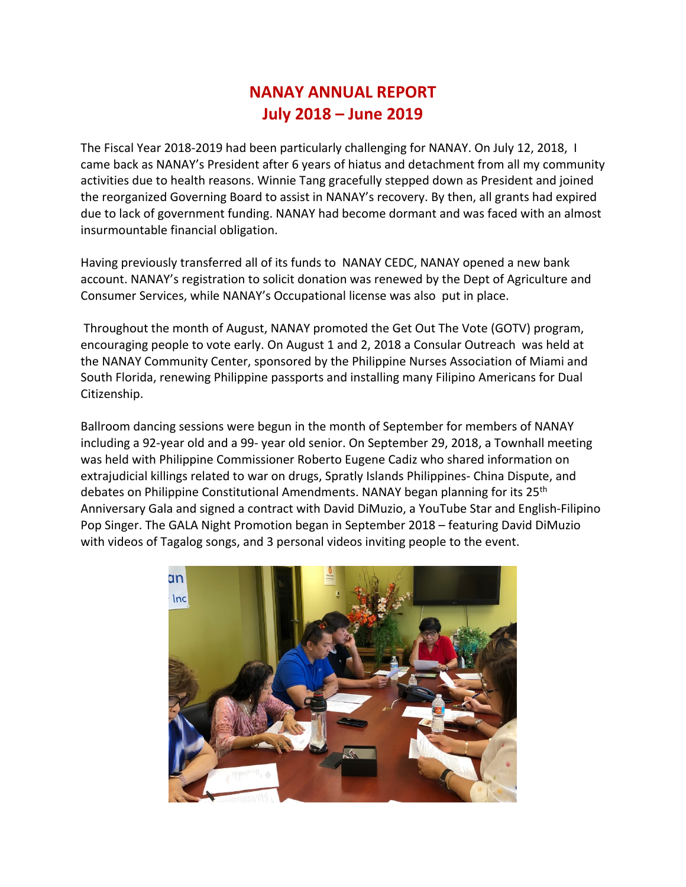# NANAY ANNUAL REPORT
# July 2018 – June 2019

The Fiscal Year 2018-2019 had been particularly challenging for NANAY. On July 12, 2018, I came back as NANAY's President after 6 years of hiatus and detachment from all my community activities due to health reasons. Winnie Tang gracefully stepped down as President and joined the reorganized Governing Board to assist in NANAY's recovery. By then, all grants had expired due to lack of government funding. NANAY had become dormant and was faced with an almost insurmountable financial obligation.

Having previously transferred all of its funds to NANAY CEDC, NANAY opened a new bank account. NANAY's registration to solicit donation was renewed by the Dept of Agriculture and Consumer Services, while NANAY's Occupational license was also put in place.

Throughout the month of August, NANAY promoted the Get Out The Vote (GOTV) program, encouraging people to vote early. On August 1 and 2, 2018 a Consular Outreach was held at the NANAY Community Center, sponsored by the Philippine Nurses Association of Miami and South Florida, renewing Philippine passports and installing many Filipino Americans for Dual Citizenship.

Ballroom dancing sessions were begun in the month of September for members of NANAY including a 92-year old and a 99- year old senior. On September 29, 2018, a Townhall meeting was held with Philippine Commissioner Roberto Eugene Cadiz who shared information on extrajudicial killings related to war on drugs, Spratly Islands Philippines- China Dispute, and debates on Philippine Constitutional Amendments. NANAY began planning for its 25th Anniversary Gala and signed a contract with David DiMuzio, a YouTube Star and English-Filipino Pop Singer. The GALA Night Promotion began in September 2018 – featuring David DiMuzio with videos of Tagalog songs, and 3 personal videos inviting people to the event.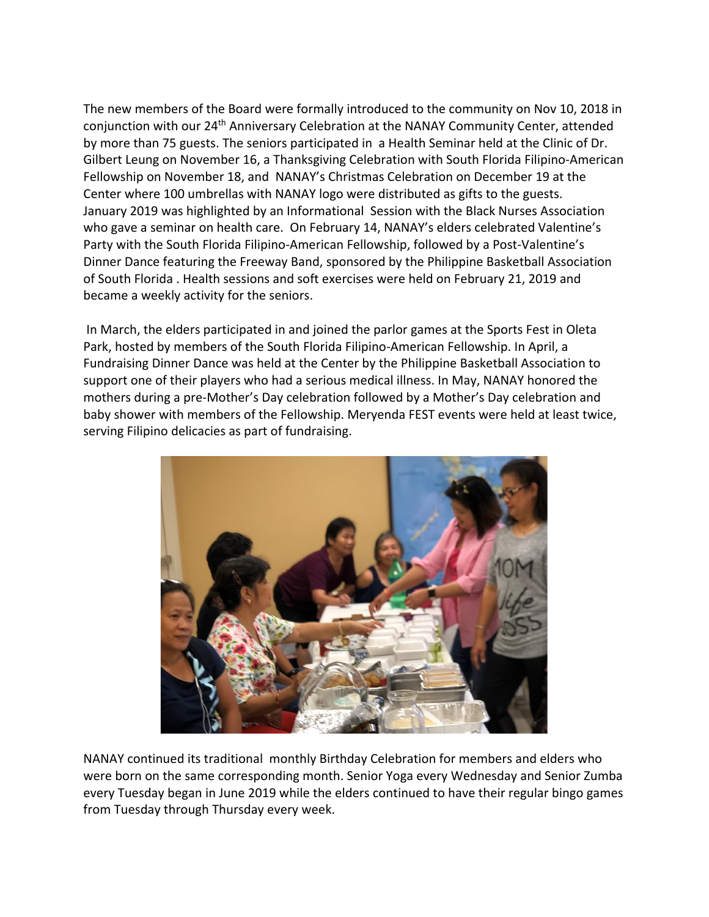The new members of the Board were formally introduced to the community on Nov 10, 2018 in conjunction with our 24th Anniversary Celebration at the NANAY Community Center, attended by more than 75 guests. The seniors participated in a Health Seminar held at the Clinic of Dr. Gilbert Leung on November 16, a Thanksgiving Celebration with South Florida Filipino-American Fellowship on November 18, and NANAY's Christmas Celebration on December 19 at the Center where 100 umbrellas with NANAY logo were distributed as gifts to the guests. January 2019 was highlighted by an Informational Session with the Black Nurses Association who gave a seminar on health care. On February 14, NANAY's elders celebrated Valentine's Party with the South Florida Filipino-American Fellowship, followed by a Post-Valentine's Dinner Dance featuring the Freeway Band, sponsored by the Philippine Basketball Association of South Florida . Health sessions and soft exercises were held on February 21, 2019 and became a weekly activity for the seniors.

In March, the elders participated in and joined the parlor games at the Sports Fest in Oleta Park, hosted by members of the South Florida Filipino-American Fellowship. In April, a Fundraising Dinner Dance was held at the Center by the Philippine Basketball Association to support one of their players who had a serious medical illness. In May, NANAY honored the mothers during a pre-Mother's Day celebration followed by a Mother's Day celebration and baby shower with members of the Fellowship. Meryenda FEST events were held at least twice, serving Filipino delicacies as part of fundraising.

NANAY continued its traditional monthly Birthday Celebration for members and elders who were born on the same corresponding month. Senior Yoga every Wednesday and Senior Zumba every Tuesday began in June 2019 while the elders continued to have their regular bingo games from Tuesday through Thursday every week.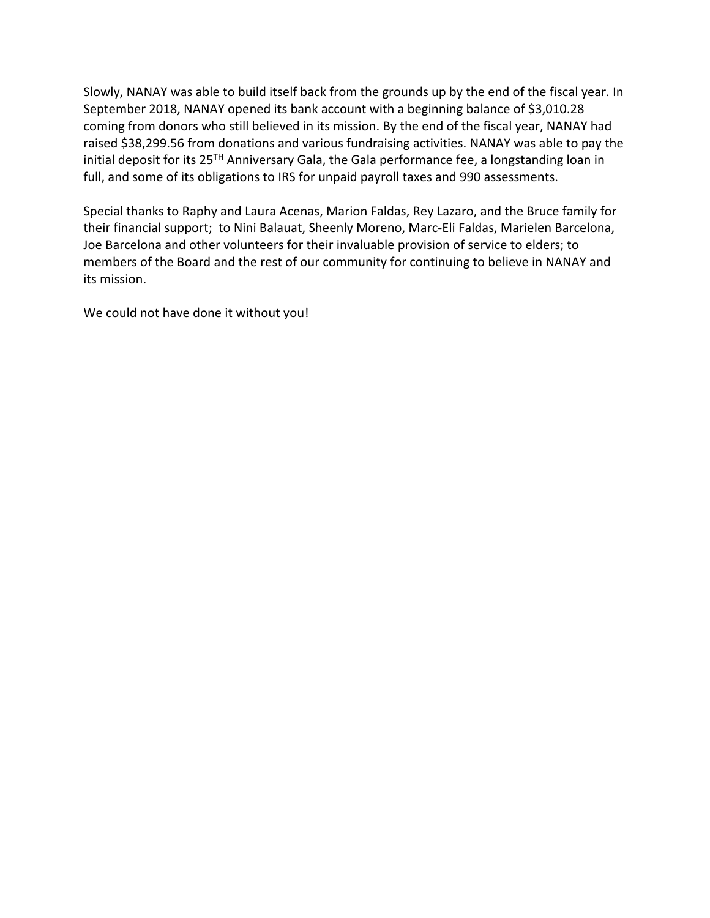Slowly, NANAY was able to build itself back from the grounds up by the end of the fiscal year. In September 2018, NANAY opened its bank account with a beginning balance of $3,010.28 coming from donors who still believed in its mission. By the end of the fiscal year, NANAY had raised $38,299.56 from donations and various fundraising activities. NANAY was able to pay the initial deposit for its 25TH Anniversary Gala, the Gala performance fee, a longstanding loan in full, and some of its obligations to IRS for unpaid payroll taxes and 990 assessments.

Special thanks to Raphy and Laura Acenas, Marion Faldas, Rey Lazaro, and the Bruce family for their financial support; to Nini Balauat, Sheenly Moreno, Marc-Eli Faldas, Marielen Barcelona, Joe Barcelona and other volunteers for their invaluable provision of service to elders; to members of the Board and the rest of our community for continuing to believe in NANAY and its mission.

We could not have done it without you!